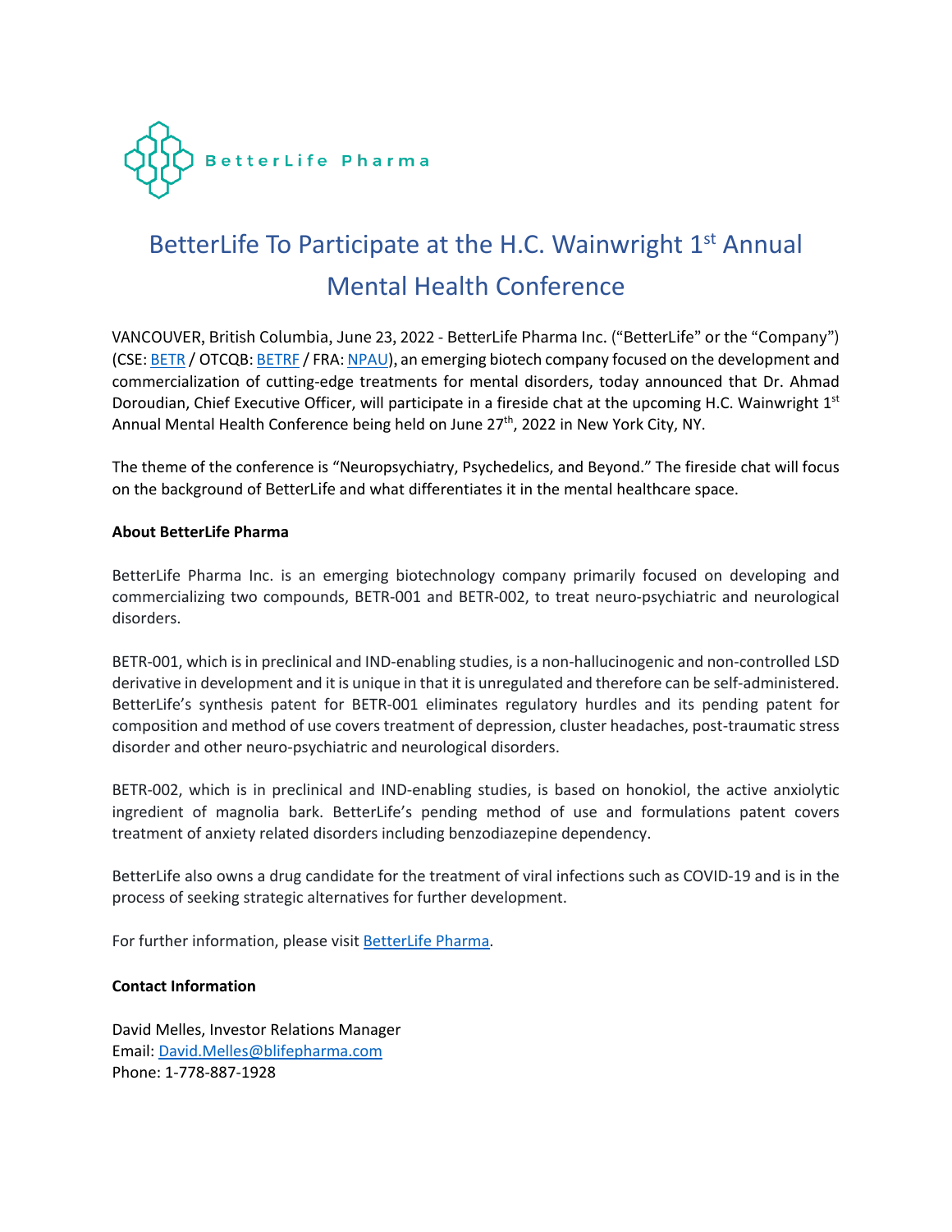BetterLife Pharma

# BetterLife To Participate at the H.C. Wainwright 1st Annual Mental Health Conference

VANCOUVER, British Columbia, June 23, 2022 - BetterLife Pharma Inc. ("BetterLife" or the "Company") (CSE: BETR / OTCQB: BETRF / FRA: NPAU), an emerging biotech company focused on the development and commercialization of cutting-edge treatments for mental disorders, today announced that Dr. Ahmad Doroudian, Chief Executive Officer, will participate in a fireside chat at the upcoming H.C. Wainwright 1st Annual Mental Health Conference being held on June 27th, 2022 in New York City, NY.

The theme of the conference is "Neuropsychiatry, Psychedelics, and Beyond." The fireside chat will focus on the background of BetterLife and what differentiates it in the mental healthcare space.

**About BetterLife Pharma**

BetterLife Pharma Inc. is an emerging biotechnology company primarily focused on developing and commercializing two compounds, BETR-001 and BETR-002, to treat neuro-psychiatric and neurological disorders.

BETR-001, which is in preclinical and IND-enabling studies, is a non-hallucinogenic and non-controlled LSD derivative in development and it is unique in that it is unregulated and therefore can be self-administered. BetterLife's synthesis patent for BETR-001 eliminates regulatory hurdles and its pending patent for composition and method of use covers treatment of depression, cluster headaches, post-traumatic stress disorder and other neuro-psychiatric and neurological disorders.

BETR-002, which is in preclinical and IND-enabling studies, is based on honokiol, the active anxiolytic ingredient of magnolia bark. BetterLife's pending method of use and formulations patent covers treatment of anxiety related disorders including benzodiazepine dependency.

BetterLife also owns a drug candidate for the treatment of viral infections such as COVID-19 and is in the process of seeking strategic alternatives for further development.

For further information, please visit BetterLife Pharma.

**Contact Information**

David Melles, Investor Relations Manager
Email: David.Melles@blifepharma.com
Phone: 1-778-887-1928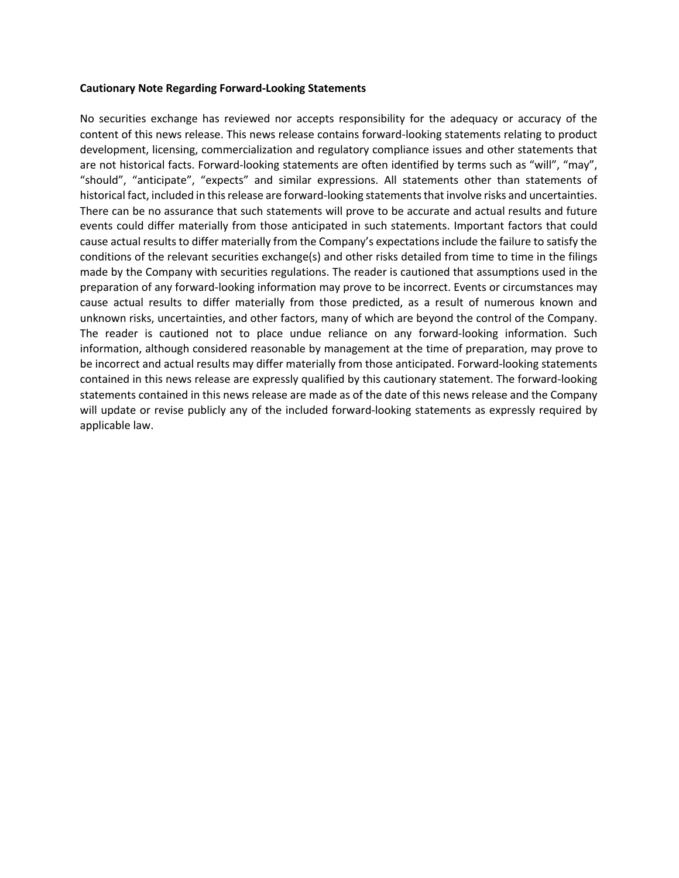**Cautionary Note Regarding Forward-Looking Statements**

No securities exchange has reviewed nor accepts responsibility for the adequacy or accuracy of the content of this news release. This news release contains forward-looking statements relating to product development, licensing, commercialization and regulatory compliance issues and other statements that are not historical facts. Forward-looking statements are often identified by terms such as "will", "may", "should", "anticipate", "expects" and similar expressions. All statements other than statements of historical fact, included in this release are forward-looking statements that involve risks and uncertainties. There can be no assurance that such statements will prove to be accurate and actual results and future events could differ materially from those anticipated in such statements. Important factors that could cause actual results to differ materially from the Company's expectations include the failure to satisfy the conditions of the relevant securities exchange(s) and other risks detailed from time to time in the filings made by the Company with securities regulations. The reader is cautioned that assumptions used in the preparation of any forward-looking information may prove to be incorrect. Events or circumstances may cause actual results to differ materially from those predicted, as a result of numerous known and unknown risks, uncertainties, and other factors, many of which are beyond the control of the Company. The reader is cautioned not to place undue reliance on any forward-looking information. Such information, although considered reasonable by management at the time of preparation, may prove to be incorrect and actual results may differ materially from those anticipated. Forward-looking statements contained in this news release are expressly qualified by this cautionary statement. The forward-looking statements contained in this news release are made as of the date of this news release and the Company will update or revise publicly any of the included forward-looking statements as expressly required by applicable law.